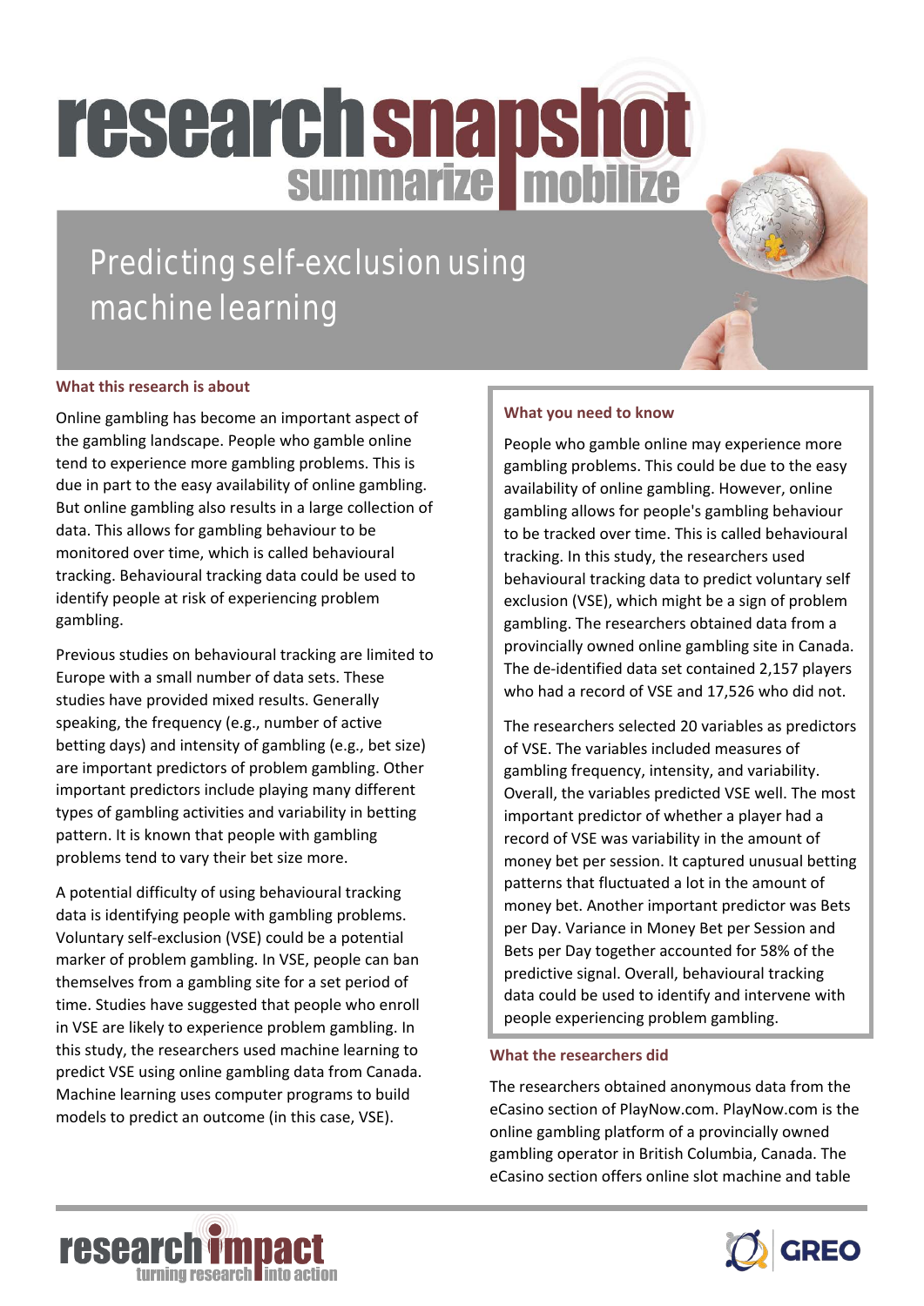# research snapshot

summarize mobilize

## Predicting self-exclusion using machine learning

### What this research is about

Online gambling has become an important aspect of the gambling landscape. People who gamble online tend to experience more gambling problems. This is due in part to the easy availability of online gambling. But online gambling also results in a large collection of data. This allows for gambling behaviour to be monitored over time, which is called behavioural tracking. Behavioural tracking data could be used to identify people at risk of experiencing problem gambling.

Previous studies on behavioural tracking are limited to Europe with a small number of data sets. These studies have provided mixed results. Generally speaking, the frequency (e.g., number of active betting days) and intensity of gambling (e.g., bet size) are important predictors of problem gambling. Other important predictors include playing many different types of gambling activities and variability in betting pattern. It is known that people with gambling problems tend to vary their bet size more.

A potential difficulty of using behavioural tracking data is identifying people with gambling problems. Voluntary self-exclusion (VSE) could be a potential marker of problem gambling. In VSE, people can ban themselves from a gambling site for a set period of time. Studies have suggested that people who enroll in VSE are likely to experience problem gambling. In this study, the researchers used machine learning to predict VSE using online gambling data from Canada. Machine learning uses computer programs to build models to predict an outcome (in this case, VSE).

### What you need to know

People who gamble online may experience more gambling problems. This could be due to the easy availability of online gambling. However, online gambling allows for people's gambling behaviour to be tracked over time. This is called behavioural tracking. In this study, the researchers used behavioural tracking data to predict voluntary self exclusion (VSE), which might be a sign of problem gambling. The researchers obtained data from a provincially owned online gambling site in Canada. The de-identified data set contained 2,157 players who had a record of VSE and 17,526 who did not.

The researchers selected 20 variables as predictors of VSE. The variables included measures of gambling frequency, intensity, and variability. Overall, the variables predicted VSE well. The most important predictor of whether a player had a record of VSE was variability in the amount of money bet per session. It captured unusual betting patterns that fluctuated a lot in the amount of money bet. Another important predictor was Bets per Day. Variance in Money Bet per Session and Bets per Day together accounted for 58% of the predictive signal. Overall, behavioural tracking data could be used to identify and intervene with people experiencing problem gambling.

### What the researchers did

The researchers obtained anonymous data from the eCasino section of PlayNow.com. PlayNow.com is the online gambling platform of a provincially owned gambling operator in British Columbia, Canada. The eCasino section offers online slot machine and table

research impact turning research into action

GREO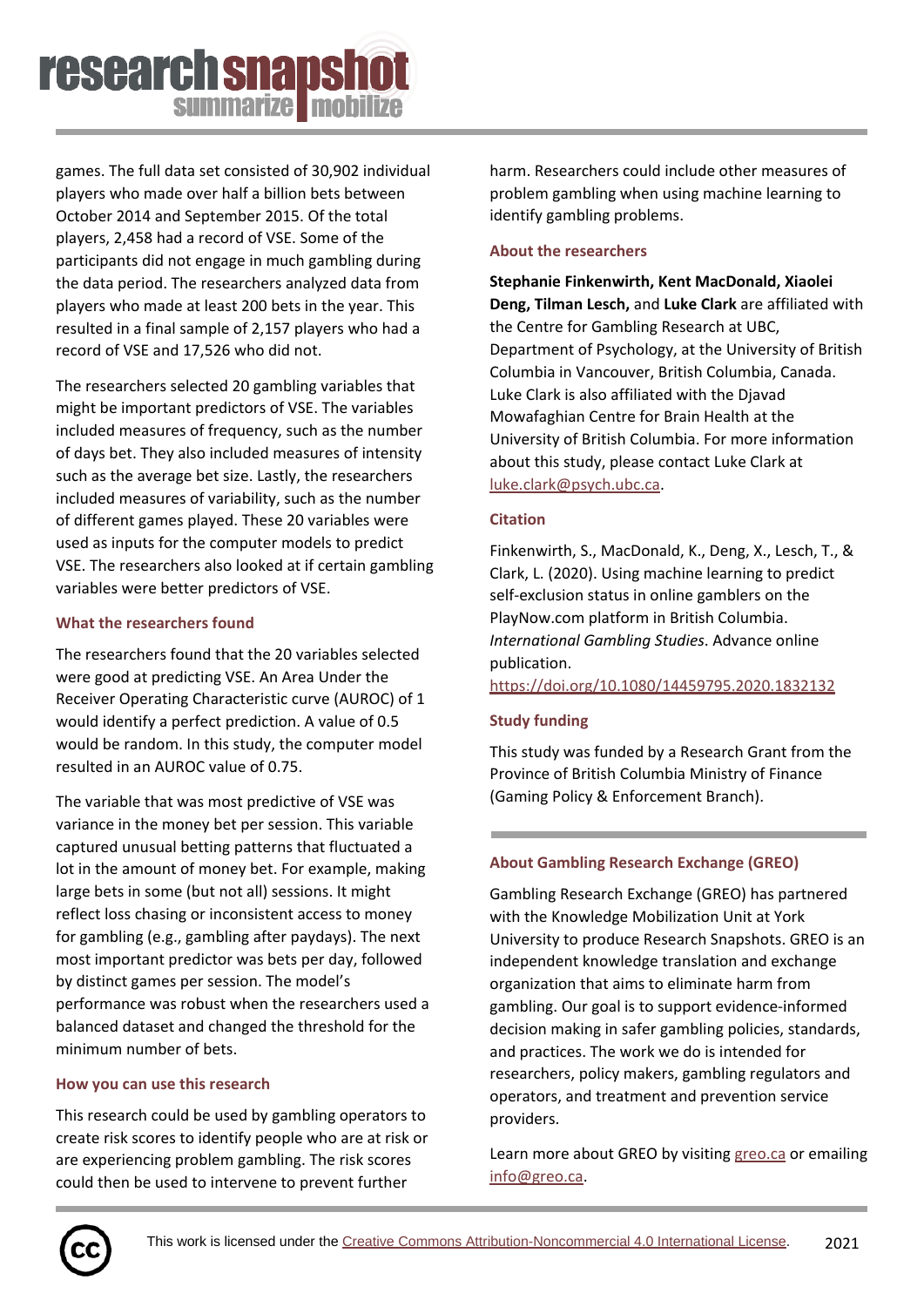games. The full data set consisted of 30,902 individual players who made over half a billion bets between October 2014 and September 2015. Of the total players, 2,458 had a record of VSE. Some of the participants did not engage in much gambling during the data period. The researchers analyzed data from players who made at least 200 bets in the year. This resulted in a final sample of 2,157 players who had a record of VSE and 17,526 who did not.

The researchers selected 20 gambling variables that might be important predictors of VSE. The variables included measures of frequency, such as the number of days bet. They also included measures of intensity such as the average bet size. Lastly, the researchers included measures of variability, such as the number of different games played. These 20 variables were used as inputs for the computer models to predict VSE. The researchers also looked at if certain gambling variables were better predictors of VSE.

### What the researchers found

The researchers found that the 20 variables selected were good at predicting VSE. An Area Under the Receiver Operating Characteristic curve (AUROC) of 1 would identify a perfect prediction. A value of 0.5 would be random. In this study, the computer model resulted in an AUROC value of 0.75.

The variable that was most predictive of VSE was variance in the money bet per session. This variable captured unusual betting patterns that fluctuated a lot in the amount of money bet. For example, making large bets in some (but not all) sessions. It might reflect loss chasing or inconsistent access to money for gambling (e.g., gambling after paydays). The next most important predictor was bets per day, followed by distinct games per session. The model's performance was robust when the researchers used a balanced dataset and changed the threshold for the minimum number of bets.

### How you can use this research

This research could be used by gambling operators to create risk scores to identify people who are at risk or are experiencing problem gambling. The risk scores could then be used to intervene to prevent further harm. Researchers could include other measures of problem gambling when using machine learning to identify gambling problems.

### About the researchers

**Stephanie Finkenwirth, Kent MacDonald, Xiaolei Deng, Tilman Lesch,** and **Luke Clark** are affiliated with the Centre for Gambling Research at UBC, Department of Psychology, at the University of British Columbia in Vancouver, British Columbia, Canada. Luke Clark is also affiliated with the Djavad Mowafaghian Centre for Brain Health at the University of British Columbia. For more information about this study, please contact Luke Clark at luke.clark@psych.ubc.ca.

### Citation

Finkenwirth, S., MacDonald, K., Deng, X., Lesch, T., & Clark, L. (2020). Using machine learning to predict self-exclusion status in online gamblers on the PlayNow.com platform in British Columbia. *International Gambling Studies*. Advance online publication. https://doi.org/10.1080/14459795.2020.1832132

### Study funding

This study was funded by a Research Grant from the Province of British Columbia Ministry of Finance (Gaming Policy & Enforcement Branch).

### About Gambling Research Exchange (GREO)

Gambling Research Exchange (GREO) has partnered with the Knowledge Mobilization Unit at York University to produce Research Snapshots. GREO is an independent knowledge translation and exchange organization that aims to eliminate harm from gambling. Our goal is to support evidence-informed decision making in safer gambling policies, standards, and practices. The work we do is intended for researchers, policy makers, gambling regulators and operators, and treatment and prevention service providers.

Learn more about GREO by visiting greo.ca or emailing info@greo.ca.

This work is licensed under the Creative Commons Attribution-Noncommercial 4.0 International License. 2021